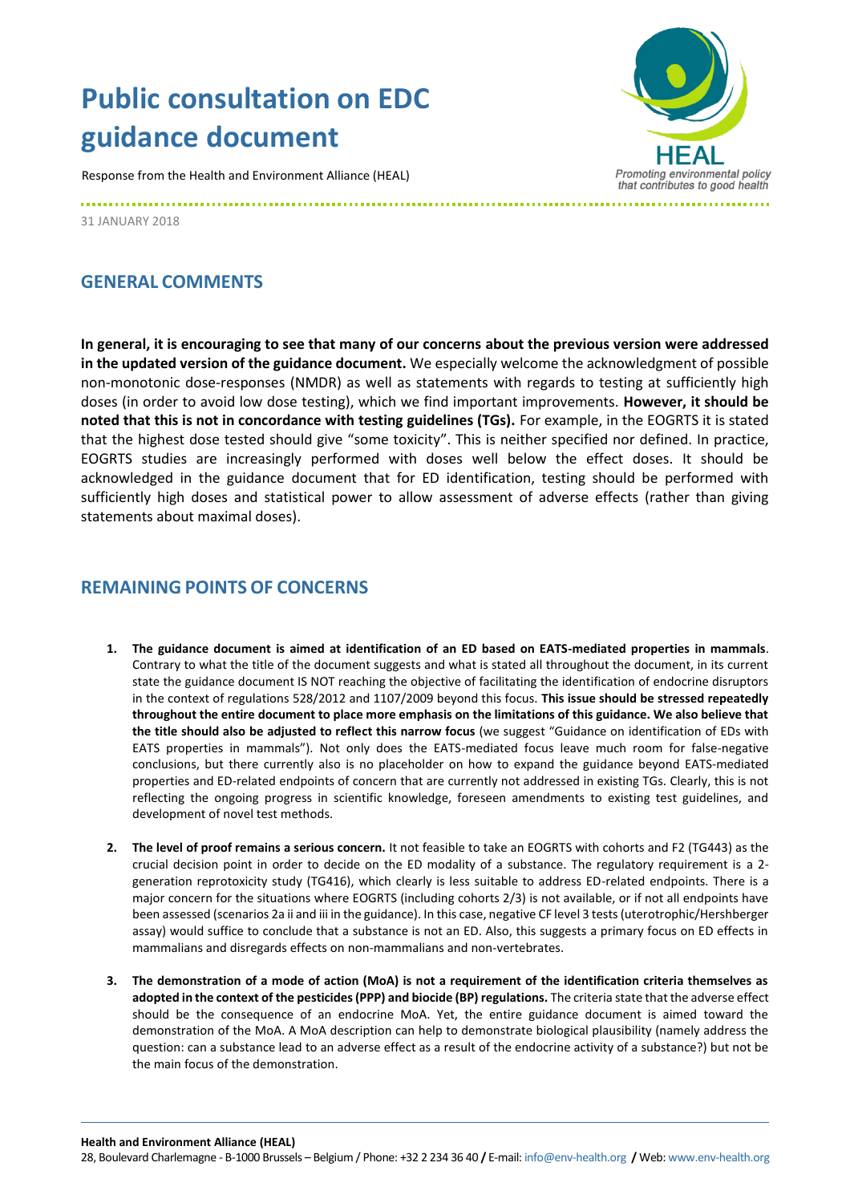# Public consultation on EDC guidance document

Response from the Health and Environment Alliance (HEAL)

31 JANUARY 2018

## GENERAL COMMENTS

**In general, it is encouraging to see that many of our concerns about the previous version were addressed in the updated version of the guidance document.** We especially welcome the acknowledgment of possible non-monotonic dose-responses (NMDR) as well as statements with regards to testing at sufficiently high doses (in order to avoid low dose testing), which we find important improvements. **However, it should be noted that this is not in concordance with testing guidelines (TGs).** For example, in the EOGRTS it is stated that the highest dose tested should give "some toxicity". This is neither specified nor defined. In practice, EOGRTS studies are increasingly performed with doses well below the effect doses. It should be acknowledged in the guidance document that for ED identification, testing should be performed with sufficiently high doses and statistical power to allow assessment of adverse effects (rather than giving statements about maximal doses).

## REMAINING POINTS OF CONCERNS

1. **The guidance document is aimed at identification of an ED based on EATS-mediated properties in mammals**. Contrary to what the title of the document suggests and what is stated all throughout the document, in its current state the guidance document IS NOT reaching the objective of facilitating the identification of endocrine disruptors in the context of regulations 528/2012 and 1107/2009 beyond this focus. **This issue should be stressed repeatedly throughout the entire document to place more emphasis on the limitations of this guidance. We also believe that the title should also be adjusted to reflect this narrow focus** (we suggest "Guidance on identification of EDs with EATS properties in mammals"). Not only does the EATS-mediated focus leave much room for false-negative conclusions, but there currently also is no placeholder on how to expand the guidance beyond EATS-mediated properties and ED-related endpoints of concern that are currently not addressed in existing TGs. Clearly, this is not reflecting the ongoing progress in scientific knowledge, foreseen amendments to existing test guidelines, and development of novel test methods.

2. **The level of proof remains a serious concern.** It not feasible to take an EOGRTS with cohorts and F2 (TG443) as the crucial decision point in order to decide on the ED modality of a substance. The regulatory requirement is a 2-generation reprotoxicity study (TG416), which clearly is less suitable to address ED-related endpoints. There is a major concern for the situations where EOGRTS (including cohorts 2/3) is not available, or if not all endpoints have been assessed (scenarios 2a ii and iii in the guidance). In this case, negative CF level 3 tests (uterotrophic/Hershberger assay) would suffice to conclude that a substance is not an ED. Also, this suggests a primary focus on ED effects in mammalians and disregards effects on non-mammalians and non-vertebrates.

3. **The demonstration of a mode of action (MoA) is not a requirement of the identification criteria themselves as adopted in the context of the pesticides (PPP) and biocide (BP) regulations.** The criteria state that the adverse effect should be the consequence of an endocrine MoA. Yet, the entire guidance document is aimed toward the demonstration of the MoA. A MoA description can help to demonstrate biological plausibility (namely address the question: can a substance lead to an adverse effect as a result of the endocrine activity of a substance?) but not be the main focus of the demonstration.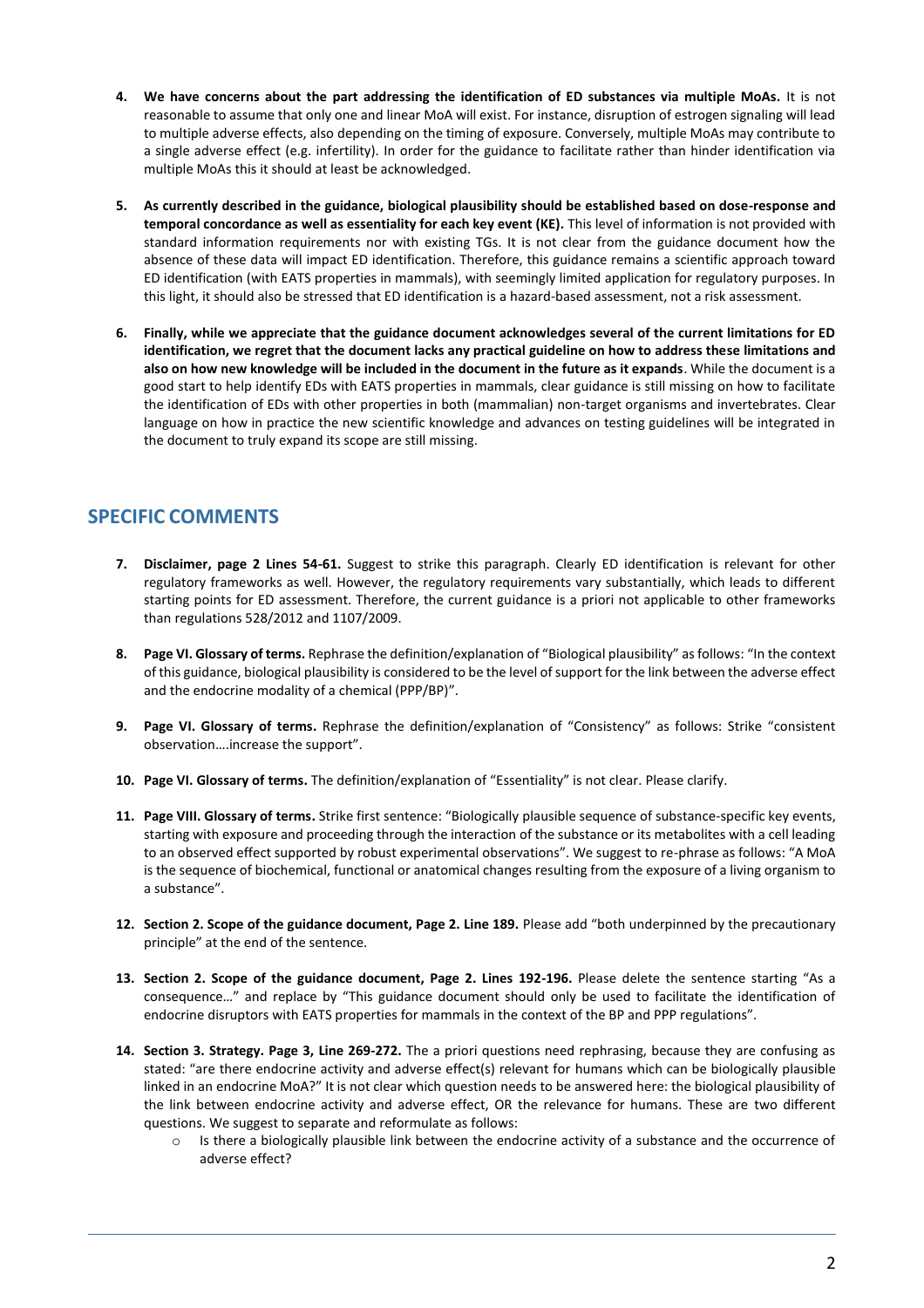4. **We have concerns about the part addressing the identification of ED substances via multiple MoAs.** It is not reasonable to assume that only one and linear MoA will exist. For instance, disruption of estrogen signaling will lead to multiple adverse effects, also depending on the timing of exposure. Conversely, multiple MoAs may contribute to a single adverse effect (e.g. infertility). In order for the guidance to facilitate rather than hinder identification via multiple MoAs this it should at least be acknowledged.

5. **As currently described in the guidance, biological plausibility should be established based on dose-response and temporal concordance as well as essentiality for each key event (KE).** This level of information is not provided with standard information requirements nor with existing TGs. It is not clear from the guidance document how the absence of these data will impact ED identification. Therefore, this guidance remains a scientific approach toward ED identification (with EATS properties in mammals), with seemingly limited application for regulatory purposes. In this light, it should also be stressed that ED identification is a hazard-based assessment, not a risk assessment.

6. **Finally, while we appreciate that the guidance document acknowledges several of the current limitations for ED identification, we regret that the document lacks any practical guideline on how to address these limitations and also on how new knowledge will be included in the document in the future as it expands**. While the document is a good start to help identify EDs with EATS properties in mammals, clear guidance is still missing on how to facilitate the identification of EDs with other properties in both (mammalian) non-target organisms and invertebrates. Clear language on how in practice the new scientific knowledge and advances on testing guidelines will be integrated in the document to truly expand its scope are still missing.

## SPECIFIC COMMENTS

7. **Disclaimer, page 2 Lines 54-61.** Suggest to strike this paragraph. Clearly ED identification is relevant for other regulatory frameworks as well. However, the regulatory requirements vary substantially, which leads to different starting points for ED assessment. Therefore, the current guidance is a priori not applicable to other frameworks than regulations 528/2012 and 1107/2009.

8. **Page VI. Glossary of terms.** Rephrase the definition/explanation of "Biological plausibility" as follows: "In the context of this guidance, biological plausibility is considered to be the level of support for the link between the adverse effect and the endocrine modality of a chemical (PPP/BP)".

9. **Page VI. Glossary of terms.** Rephrase the definition/explanation of "Consistency" as follows: Strike "consistent observation….increase the support".

10. **Page VI. Glossary of terms.** The definition/explanation of "Essentiality" is not clear. Please clarify.

11. **Page VIII. Glossary of terms.** Strike first sentence: "Biologically plausible sequence of substance-specific key events, starting with exposure and proceeding through the interaction of the substance or its metabolites with a cell leading to an observed effect supported by robust experimental observations". We suggest to re-phrase as follows: "A MoA is the sequence of biochemical, functional or anatomical changes resulting from the exposure of a living organism to a substance".

12. **Section 2. Scope of the guidance document, Page 2. Line 189.** Please add "both underpinned by the precautionary principle" at the end of the sentence.

13. **Section 2. Scope of the guidance document, Page 2. Lines 192-196.** Please delete the sentence starting "As a consequence…" and replace by "This guidance document should only be used to facilitate the identification of endocrine disruptors with EATS properties for mammals in the context of the BP and PPP regulations".

14. **Section 3. Strategy. Page 3, Line 269-272.** The a priori questions need rephrasing, because they are confusing as stated: "are there endocrine activity and adverse effect(s) relevant for humans which can be biologically plausible linked in an endocrine MoA?" It is not clear which question needs to be answered here: the biological plausibility of the link between endocrine activity and adverse effect, OR the relevance for humans. These are two different questions. We suggest to separate and reformulate as follows:
    - Is there a biologically plausible link between the endocrine activity of a substance and the occurrence of adverse effect?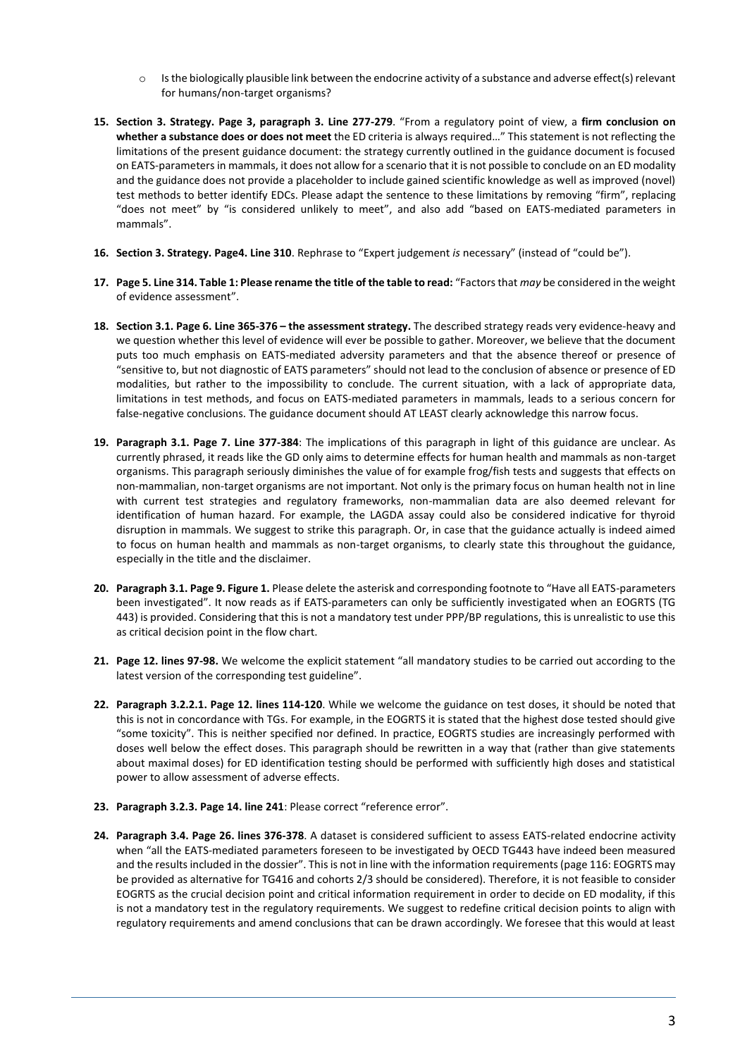- Is the biologically plausible link between the endocrine activity of a substance and adverse effect(s) relevant for humans/non-target organisms?

15. **Section 3. Strategy. Page 3, paragraph 3. Line 277-279**. "From a regulatory point of view, a **firm conclusion on whether a substance does or does not meet** the ED criteria is always required…" This statement is not reflecting the limitations of the present guidance document: the strategy currently outlined in the guidance document is focused on EATS-parameters in mammals, it does not allow for a scenario that it is not possible to conclude on an ED modality and the guidance does not provide a placeholder to include gained scientific knowledge as well as improved (novel) test methods to better identify EDCs. Please adapt the sentence to these limitations by removing "firm", replacing "does not meet" by "is considered unlikely to meet", and also add "based on EATS-mediated parameters in mammals".

16. **Section 3. Strategy. Page4. Line 310**. Rephrase to "Expert judgement *is* necessary" (instead of "could be").

17. **Page 5. Line 314. Table 1: Please rename the title of the table to read:** "Factors that *may* be considered in the weight of evidence assessment".

18. **Section 3.1. Page 6. Line 365-376 – the assessment strategy.** The described strategy reads very evidence-heavy and we question whether this level of evidence will ever be possible to gather. Moreover, we believe that the document puts too much emphasis on EATS-mediated adversity parameters and that the absence thereof or presence of "sensitive to, but not diagnostic of EATS parameters" should not lead to the conclusion of absence or presence of ED modalities, but rather to the impossibility to conclude. The current situation, with a lack of appropriate data, limitations in test methods, and focus on EATS-mediated parameters in mammals, leads to a serious concern for false-negative conclusions. The guidance document should AT LEAST clearly acknowledge this narrow focus.

19. **Paragraph 3.1. Page 7. Line 377-384**: The implications of this paragraph in light of this guidance are unclear. As currently phrased, it reads like the GD only aims to determine effects for human health and mammals as non-target organisms. This paragraph seriously diminishes the value of for example frog/fish tests and suggests that effects on non-mammalian, non-target organisms are not important. Not only is the primary focus on human health not in line with current test strategies and regulatory frameworks, non-mammalian data are also deemed relevant for identification of human hazard. For example, the LAGDA assay could also be considered indicative for thyroid disruption in mammals. We suggest to strike this paragraph. Or, in case that the guidance actually is indeed aimed to focus on human health and mammals as non-target organisms, to clearly state this throughout the guidance, especially in the title and the disclaimer.

20. **Paragraph 3.1. Page 9. Figure 1.** Please delete the asterisk and corresponding footnote to "Have all EATS-parameters been investigated". It now reads as if EATS-parameters can only be sufficiently investigated when an EOGRTS (TG 443) is provided. Considering that this is not a mandatory test under PPP/BP regulations, this is unrealistic to use this as critical decision point in the flow chart.

21. **Page 12. lines 97-98.** We welcome the explicit statement "all mandatory studies to be carried out according to the latest version of the corresponding test guideline".

22. **Paragraph 3.2.2.1. Page 12. lines 114-120**. While we welcome the guidance on test doses, it should be noted that this is not in concordance with TGs. For example, in the EOGRTS it is stated that the highest dose tested should give "some toxicity". This is neither specified nor defined. In practice, EOGRTS studies are increasingly performed with doses well below the effect doses. This paragraph should be rewritten in a way that (rather than give statements about maximal doses) for ED identification testing should be performed with sufficiently high doses and statistical power to allow assessment of adverse effects.

23. **Paragraph 3.2.3. Page 14. line 241**: Please correct "reference error".

24. **Paragraph 3.4. Page 26. lines 376-378**. A dataset is considered sufficient to assess EATS-related endocrine activity when "all the EATS-mediated parameters foreseen to be investigated by OECD TG443 have indeed been measured and the results included in the dossier". This is not in line with the information requirements (page 116: EOGRTS may be provided as alternative for TG416 and cohorts 2/3 should be considered). Therefore, it is not feasible to consider EOGRTS as the crucial decision point and critical information requirement in order to decide on ED modality, if this is not a mandatory test in the regulatory requirements. We suggest to redefine critical decision points to align with regulatory requirements and amend conclusions that can be drawn accordingly. We foresee that this would at least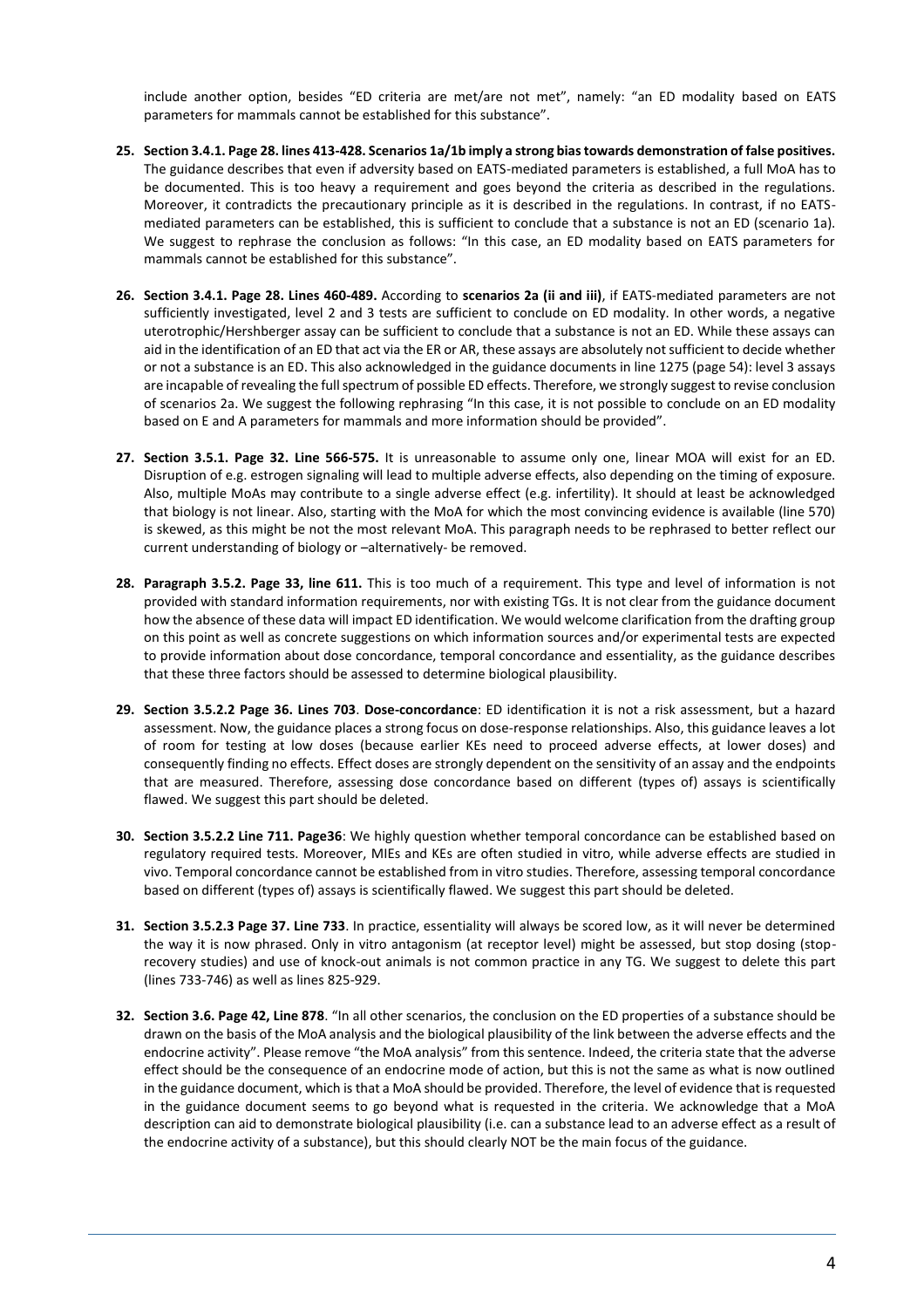include another option, besides "ED criteria are met/are not met", namely: "an ED modality based on EATS parameters for mammals cannot be established for this substance".

25. **Section 3.4.1. Page 28. lines 413-428. Scenarios 1a/1b imply a strong bias towards demonstration of false positives.** The guidance describes that even if adversity based on EATS-mediated parameters is established, a full MoA has to be documented. This is too heavy a requirement and goes beyond the criteria as described in the regulations. Moreover, it contradicts the precautionary principle as it is described in the regulations. In contrast, if no EATS-mediated parameters can be established, this is sufficient to conclude that a substance is not an ED (scenario 1a). We suggest to rephrase the conclusion as follows: "In this case, an ED modality based on EATS parameters for mammals cannot be established for this substance".

26. **Section 3.4.1. Page 28. Lines 460-489.** According to **scenarios 2a (ii and iii)**, if EATS-mediated parameters are not sufficiently investigated, level 2 and 3 tests are sufficient to conclude on ED modality. In other words, a negative uterotrophic/Hershberger assay can be sufficient to conclude that a substance is not an ED. While these assays can aid in the identification of an ED that act via the ER or AR, these assays are absolutely not sufficient to decide whether or not a substance is an ED. This also acknowledged in the guidance documents in line 1275 (page 54): level 3 assays are incapable of revealing the full spectrum of possible ED effects. Therefore, we strongly suggest to revise conclusion of scenarios 2a. We suggest the following rephrasing "In this case, it is not possible to conclude on an ED modality based on E and A parameters for mammals and more information should be provided".

27. **Section 3.5.1. Page 32. Line 566-575.** It is unreasonable to assume only one, linear MOA will exist for an ED. Disruption of e.g. estrogen signaling will lead to multiple adverse effects, also depending on the timing of exposure. Also, multiple MoAs may contribute to a single adverse effect (e.g. infertility). It should at least be acknowledged that biology is not linear. Also, starting with the MoA for which the most convincing evidence is available (line 570) is skewed, as this might be not the most relevant MoA. This paragraph needs to be rephrased to better reflect our current understanding of biology or –alternatively- be removed.

28. **Paragraph 3.5.2. Page 33, line 611.** This is too much of a requirement. This type and level of information is not provided with standard information requirements, nor with existing TGs. It is not clear from the guidance document how the absence of these data will impact ED identification. We would welcome clarification from the drafting group on this point as well as concrete suggestions on which information sources and/or experimental tests are expected to provide information about dose concordance, temporal concordance and essentiality, as the guidance describes that these three factors should be assessed to determine biological plausibility.

29. **Section 3.5.2.2 Page 36. Lines 703**. **Dose-concordance**: ED identification it is not a risk assessment, but a hazard assessment. Now, the guidance places a strong focus on dose-response relationships. Also, this guidance leaves a lot of room for testing at low doses (because earlier KEs need to proceed adverse effects, at lower doses) and consequently finding no effects. Effect doses are strongly dependent on the sensitivity of an assay and the endpoints that are measured. Therefore, assessing dose concordance based on different (types of) assays is scientifically flawed. We suggest this part should be deleted.

30. **Section 3.5.2.2 Line 711. Page36**: We highly question whether temporal concordance can be established based on regulatory required tests. Moreover, MIEs and KEs are often studied in vitro, while adverse effects are studied in vivo. Temporal concordance cannot be established from in vitro studies. Therefore, assessing temporal concordance based on different (types of) assays is scientifically flawed. We suggest this part should be deleted.

31. **Section 3.5.2.3 Page 37. Line 733**. In practice, essentiality will always be scored low, as it will never be determined the way it is now phrased. Only in vitro antagonism (at receptor level) might be assessed, but stop dosing (stop-recovery studies) and use of knock-out animals is not common practice in any TG. We suggest to delete this part (lines 733-746) as well as lines 825-929.

32. **Section 3.6. Page 42, Line 878**. "In all other scenarios, the conclusion on the ED properties of a substance should be drawn on the basis of the MoA analysis and the biological plausibility of the link between the adverse effects and the endocrine activity". Please remove "the MoA analysis" from this sentence. Indeed, the criteria state that the adverse effect should be the consequence of an endocrine mode of action, but this is not the same as what is now outlined in the guidance document, which is that a MoA should be provided. Therefore, the level of evidence that is requested in the guidance document seems to go beyond what is requested in the criteria. We acknowledge that a MoA description can aid to demonstrate biological plausibility (i.e. can a substance lead to an adverse effect as a result of the endocrine activity of a substance), but this should clearly NOT be the main focus of the guidance.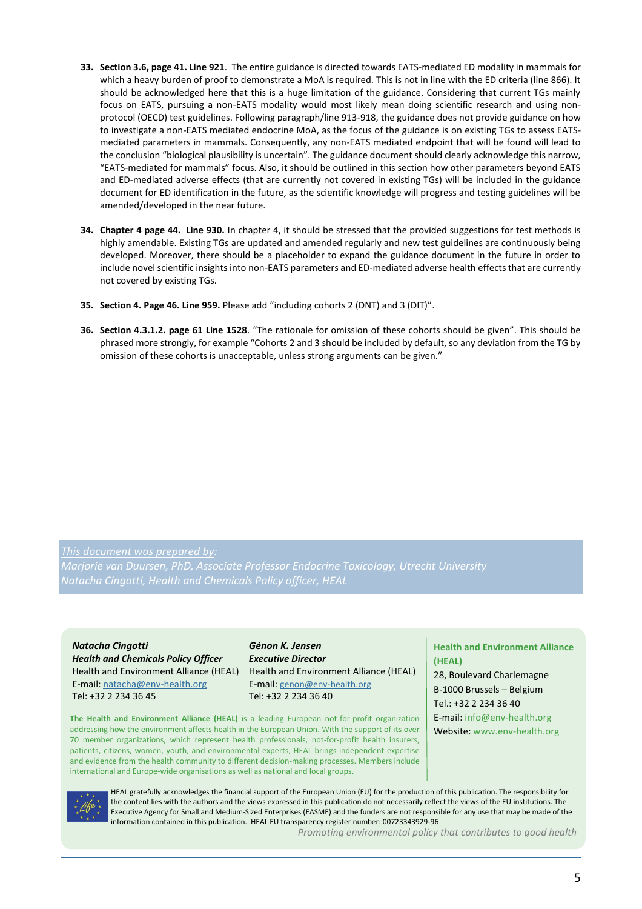33. **Section 3.6, page 41. Line 921**. The entire guidance is directed towards EATS-mediated ED modality in mammals for which a heavy burden of proof to demonstrate a MoA is required. This is not in line with the ED criteria (line 866). It should be acknowledged here that this is a huge limitation of the guidance. Considering that current TGs mainly focus on EATS, pursuing a non-EATS modality would most likely mean doing scientific research and using non-protocol (OECD) test guidelines. Following paragraph/line 913-918, the guidance does not provide guidance on how to investigate a non-EATS mediated endocrine MoA, as the focus of the guidance is on existing TGs to assess EATS-mediated parameters in mammals. Consequently, any non-EATS mediated endpoint that will be found will lead to the conclusion "biological plausibility is uncertain". The guidance document should clearly acknowledge this narrow, "EATS-mediated for mammals" focus. Also, it should be outlined in this section how other parameters beyond EATS and ED-mediated adverse effects (that are currently not covered in existing TGs) will be included in the guidance document for ED identification in the future, as the scientific knowledge will progress and testing guidelines will be amended/developed in the near future.

34. **Chapter 4 page 44. Line 930.** In chapter 4, it should be stressed that the provided suggestions for test methods is highly amendable. Existing TGs are updated and amended regularly and new test guidelines are continuously being developed. Moreover, there should be a placeholder to expand the guidance document in the future in order to include novel scientific insights into non-EATS parameters and ED-mediated adverse health effects that are currently not covered by existing TGs.

35. **Section 4. Page 46. Line 959.** Please add "including cohorts 2 (DNT) and 3 (DIT)".

36. **Section 4.3.1.2. page 61 Line 1528**. "The rationale for omission of these cohorts should be given". This should be phrased more strongly, for example "Cohorts 2 and 3 should be included by default, so any deviation from the TG by omission of these cohorts is unacceptable, unless strong arguments can be given."

*This document was prepared by:*
*Marjorie van Duursen, PhD, Associate Professor Endocrine Toxicology, Utrecht University*
*Natacha Cingotti, Health and Chemicals Policy officer, HEAL*

***Natacha Cingotti***
***Health and Chemicals Policy Officer***
Health and Environment Alliance (HEAL)
E-mail: natacha@env-health.org
Tel: +32 2 234 36 45

***Génon K. Jensen***
***Executive Director***
Health and Environment Alliance (HEAL)
E-mail: genon@env-health.org
Tel: +32 2 234 36 40

**Health and Environment Alliance (HEAL)**
28, Boulevard Charlemagne
B-1000 Brussels – Belgium
Tel.: +32 2 234 36 40
E-mail: info@env-health.org
Website: www.env-health.org

**The Health and Environment Alliance (HEAL)** is a leading European not-for-profit organization addressing how the environment affects health in the European Union. With the support of its over 70 member organizations, which represent health professionals, not-for-profit health insurers, patients, citizens, women, youth, and environmental experts, HEAL brings independent expertise and evidence from the health community to different decision-making processes. Members include international and Europe-wide organisations as well as national and local groups.

HEAL gratefully acknowledges the financial support of the European Union (EU) for the production of this publication. The responsibility for the content lies with the authors and the views expressed in this publication do not necessarily reflect the views of the EU institutions. The Executive Agency for Small and Medium-Sized Enterprises (EASME) and the funders are not responsible for any use that may be made of the information contained in this publication. HEAL EU transparency register number: 00723343929-96

*Promoting environmental policy that contributes to good health*